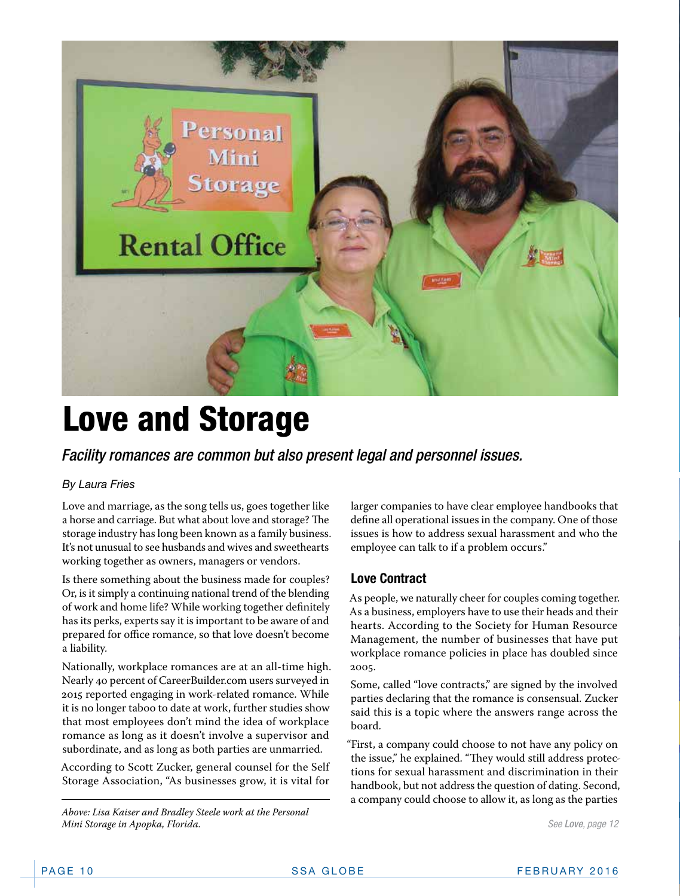# Love and Storage

*Facility romances are common but also present legal and personnel issues.*

*By Laura Fries*

Love and marriage, as the song tells us, goes together like a horse and carriage. But what about love and storage? The storage industry has long been known as a family business. It's not unusual to see husbands and wives and sweethearts working together as owners, managers or vendors.

Is there something about the business made for couples? Or, is it simply a continuing national trend of the blending of work and home life? While working together definitely has its perks, experts say it is important to be aware of and prepared for office romance, so that love doesn't become a liability.

Nationally, workplace romances are at an all-time high. Nearly 40 percent of CareerBuilder.com users surveyed in 2015 reported engaging in work-related romance. While it is no longer taboo to date at work, further studies show that most employees don't mind the idea of workplace romance as long as it doesn't involve a supervisor and subordinate, and as long as both parties are unmarried.

According to Scott Zucker, general counsel for the Self Storage Association, "As businesses grow, it is vital for larger companies to have clear employee handbooks that define all operational issues in the company. One of those issues is how to address sexual harassment and who the employee can talk to if a problem occurs."

## Love Contract

As people, we naturally cheer for couples coming together. As a business, employers have to use their heads and their hearts. According to the Society for Human Resource Management, the number of businesses that have put workplace romance policies in place has doubled since 2005.

Some, called "love contracts," are signed by the involved parties declaring that the romance is consensual. Zucker said this is a topic where the answers range across the board.

"First, a company could choose to not have any policy on the issue," he explained. "They would still address protections for sexual harassment and discrimination in their handbook, but not address the question of dating. Second, a company could choose to allow it, as long as the parties

*See Love, page 12*

*Above: Lisa Kaiser and Bradley Steele work at the Personal Mini Storage in Apopka, Florida.*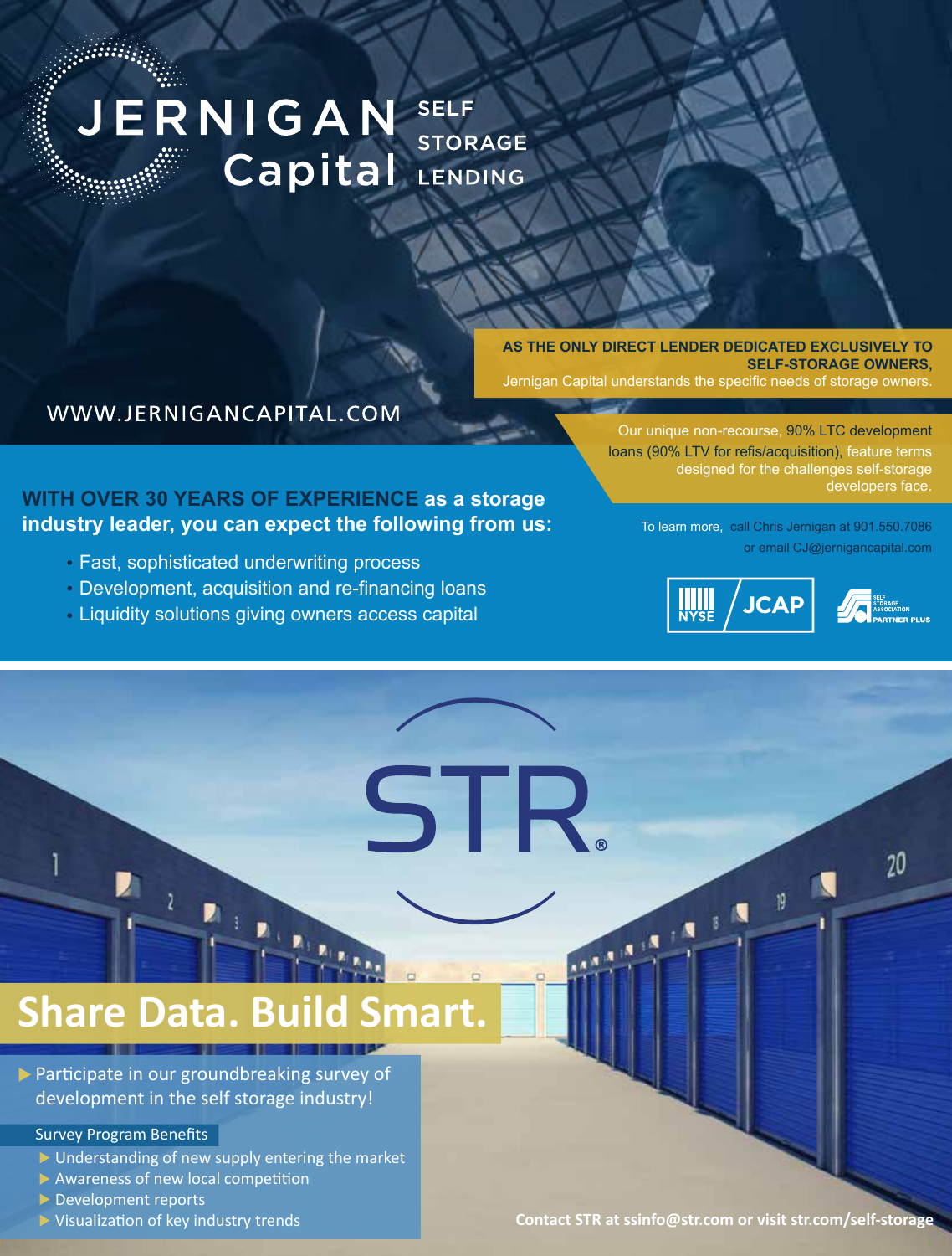# JERNIGAN Capital

SELF STORAGE LENDING

WWW.JERNIGANCAPITAL.COM

**AS THE ONLY DIRECT LENDER DEDICATED EXCLUSIVELY TO SELF-STORAGE OWNERS,** Jernigan Capital understands the specific needs of storage owners.

Our unique non-recourse, 90% LTC development loans (90% LTV for refis/acquisition), feature terms designed for the challenges self-storage developers face.

**WITH OVER 30 YEARS OF EXPERIENCE as a storage industry leader, you can expect the following from us:**

- Fast, sophisticated underwriting process
- Development, acquisition and re-financing loans
- Liquidity solutions giving owners access capital

To learn more, call Chris Jernigan at 901.550.7086 or email CJ@jernigancapital.com

NYSE | JCAP

SELF STORAGE ASSOCIATION PARTNER PLUS

# STR®

## Share Data. Build Smart.

▶ Participate in our groundbreaking survey of development in the self storage industry!

### Survey Program Benefits

- Understanding of new supply entering the market
- Awareness of new local competition
- Development reports
- Visualization of key industry trends

**Contact STR at ssinfo@str.com or visit str.com/self-storage**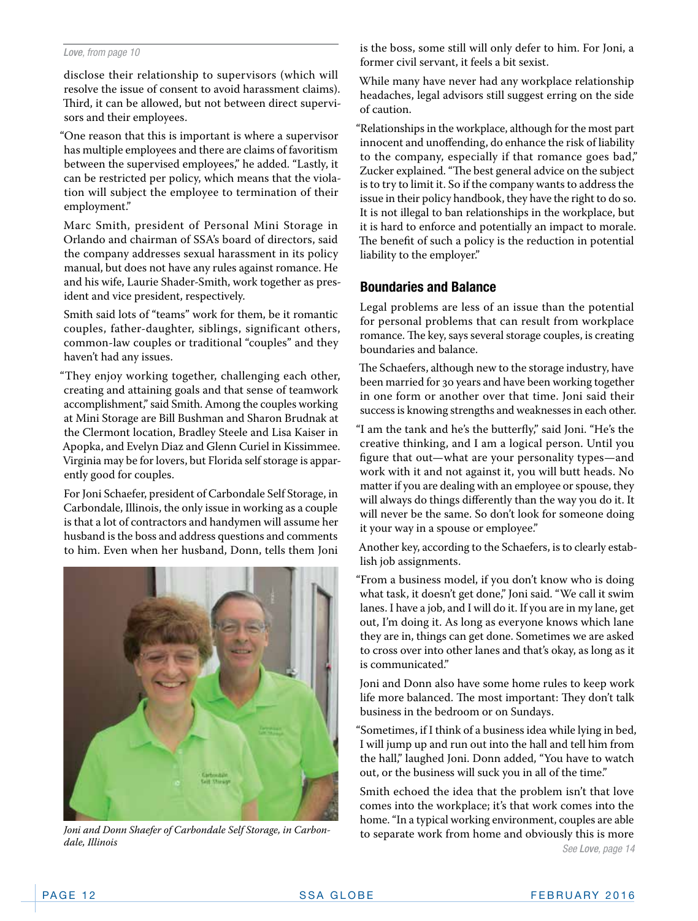*Love, from page 10*

disclose their relationship to supervisors (which will resolve the issue of consent to avoid harassment claims). Third, it can be allowed, but not between direct supervisors and their employees.

"One reason that this is important is where a supervisor has multiple employees and there are claims of favoritism between the supervised employees," he added. "Lastly, it can be restricted per policy, which means that the violation will subject the employee to termination of their employment."

Marc Smith, president of Personal Mini Storage in Orlando and chairman of SSA's board of directors, said the company addresses sexual harassment in its policy manual, but does not have any rules against romance. He and his wife, Laurie Shader-Smith, work together as president and vice president, respectively.

Smith said lots of "teams" work for them, be it romantic couples, father-daughter, siblings, significant others, common-law couples or traditional "couples" and they haven't had any issues.

"They enjoy working together, challenging each other, creating and attaining goals and that sense of teamwork accomplishment," said Smith. Among the couples working at Mini Storage are Bill Bushman and Sharon Brudnak at the Clermont location, Bradley Steele and Lisa Kaiser in Apopka, and Evelyn Diaz and Glenn Curiel in Kissimmee. Virginia may be for lovers, but Florida self storage is apparently good for couples.

For Joni Schaefer, president of Carbondale Self Storage, in Carbondale, Illinois, the only issue in working as a couple is that a lot of contractors and handymen will assume her husband is the boss and address questions and comments to him. Even when her husband, Donn, tells them Joni is the boss, some still will only defer to him. For Joni, a former civil servant, it feels a bit sexist.

*Joni and Donn Shaefer of Carbondale Self Storage, in Carbondale, Illinois*

While many have never had any workplace relationship headaches, legal advisors still suggest erring on the side of caution.

"Relationships in the workplace, although for the most part innocent and unoffending, do enhance the risk of liability to the company, especially if that romance goes bad," Zucker explained. "The best general advice on the subject is to try to limit it. So if the company wants to address the issue in their policy handbook, they have the right to do so. It is not illegal to ban relationships in the workplace, but it is hard to enforce and potentially an impact to morale. The benefit of such a policy is the reduction in potential liability to the employer."

## Boundaries and Balance

Legal problems are less of an issue than the potential for personal problems that can result from workplace romance. The key, says several storage couples, is creating boundaries and balance.

The Schaefers, although new to the storage industry, have been married for 30 years and have been working together in one form or another over that time. Joni said their success is knowing strengths and weaknesses in each other.

"I am the tank and he's the butterfly," said Joni. "He's the creative thinking, and I am a logical person. Until you figure that out—what are your personality types—and work with it and not against it, you will butt heads. No matter if you are dealing with an employee or spouse, they will always do things differently than the way you do it. It will never be the same. So don't look for someone doing it your way in a spouse or employee."

Another key, according to the Schaefers, is to clearly establish job assignments.

"From a business model, if you don't know who is doing what task, it doesn't get done," Joni said. "We call it swim lanes. I have a job, and I will do it. If you are in my lane, get out, I'm doing it. As long as everyone knows which lane they are in, things can get done. Sometimes we are asked to cross over into other lanes and that's okay, as long as it is communicated."

Joni and Donn also have some home rules to keep work life more balanced. The most important: They don't talk business in the bedroom or on Sundays.

"Sometimes, if I think of a business idea while lying in bed, I will jump up and run out into the hall and tell him from the hall," laughed Joni. Donn added, "You have to watch out, or the business will suck you in all of the time."

Smith echoed the idea that the problem isn't that love comes into the workplace; it's that work comes into the home. "In a typical working environment, couples are able to separate work from home and obviously this is more

*See Love, page 14*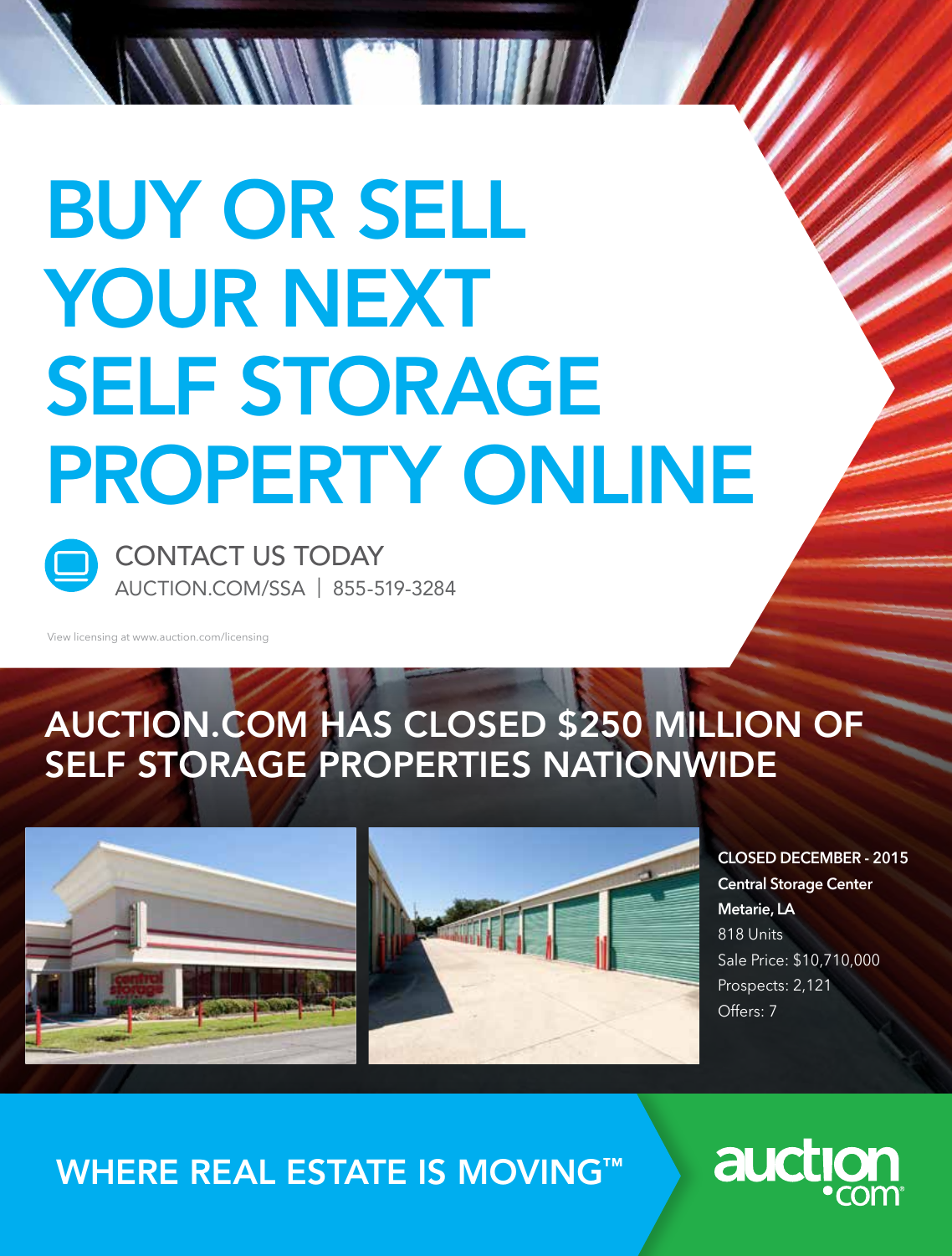# BUY OR SELL YOUR NEXT SELF STORAGE PROPERTY ONLINE

CONTACT US TODAY
AUCTION.COM/SSA | 855-519-3284

View licensing at www.auction.com/licensing

## AUCTION.COM HAS CLOSED $250 MILLION OF SELF STORAGE PROPERTIES NATIONWIDE

**CLOSED DECEMBER - 2015**
**Central Storage Center**
**Metarie, LA**
818 Units
Sale Price: $10,710,000
Prospects: 2,121
Offers: 7

WHERE REAL ESTATE IS MOVING™

auction.com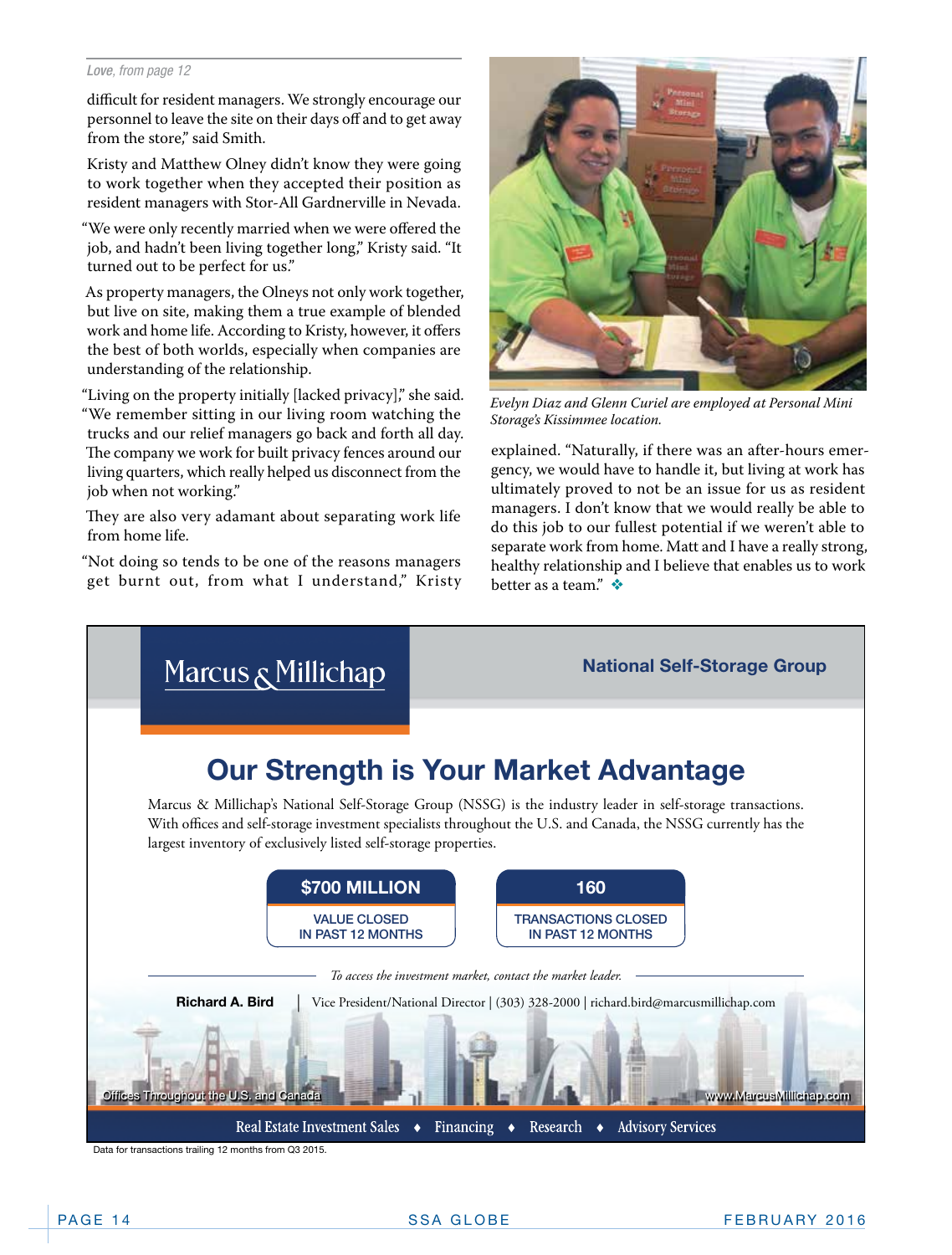*Love, from page 12*

difficult for resident managers. We strongly encourage our personnel to leave the site on their days off and to get away from the store," said Smith.

Kristy and Matthew Olney didn't know they were going to work together when they accepted their position as resident managers with Stor-All Gardnerville in Nevada.

"We were only recently married when we were offered the job, and hadn't been living together long," Kristy said. "It turned out to be perfect for us."

As property managers, the Olneys not only work together, but live on site, making them a true example of blended work and home life. According to Kristy, however, it offers the best of both worlds, especially when companies are understanding of the relationship.

"Living on the property initially [lacked privacy]," she said. "We remember sitting in our living room watching the trucks and our relief managers go back and forth all day. The company we work for built privacy fences around our living quarters, which really helped us disconnect from the job when not working."

They are also very adamant about separating work life from home life.

"Not doing so tends to be one of the reasons managers get burnt out, from what I understand," Kristy explained. "Naturally, if there was an after-hours emergency, we would have to handle it, but living at work has ultimately proved to not be an issue for us as resident managers. I don't know that we would really be able to do this job to our fullest potential if we weren't able to separate work from home. Matt and I have a really strong, healthy relationship and I believe that enables us to work better as a team." ❖

*Evelyn Diaz and Glenn Curiel are employed at Personal Mini Storage's Kissimmee location.*

---

Marcus & Millichap

**National Self-Storage Group**

## Our Strength is Your Market Advantage

Marcus & Millichap's National Self-Storage Group (NSSG) is the industry leader in self-storage transactions. With offices and self-storage investment specialists throughout the U.S. and Canada, the NSSG currently has the largest inventory of exclusively listed self-storage properties.

**$700 MILLION**
VALUE CLOSED IN PAST 12 MONTHS

**160**
TRANSACTIONS CLOSED IN PAST 12 MONTHS

*To access the investment market, contact the market leader.*

**Richard A. Bird** | Vice President/National Director | (303) 328-2000 | richard.bird@marcusmillichap.com

Offices Throughout the U.S. and Canada

www.MarcusMillichap.com

Real Estate Investment Sales ♦ Financing ♦ Research ♦ Advisory Services

Data for transactions trailing 12 months from Q3 2015.